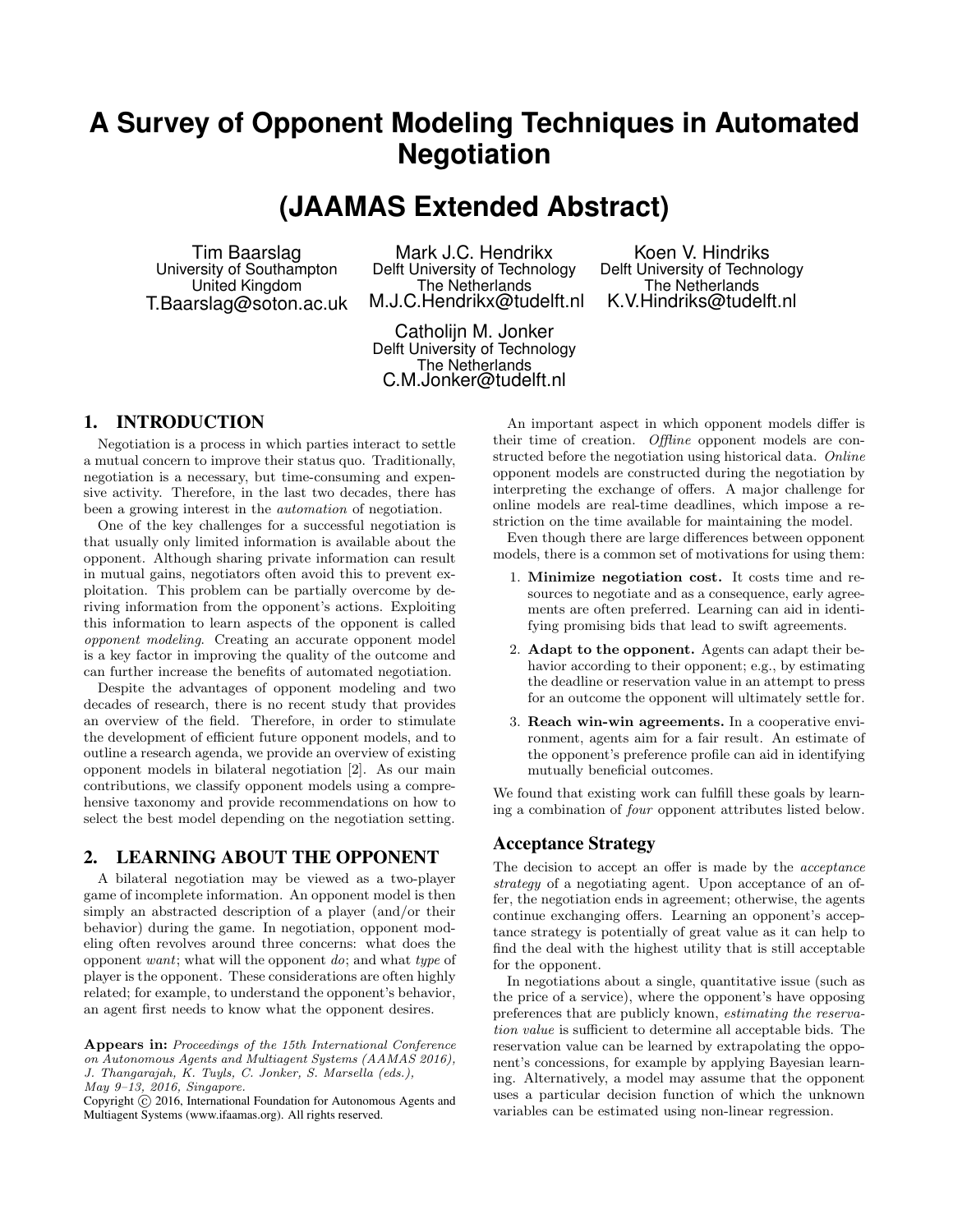# A Survey of Opponent Modeling Techniques in Automated Negotiation

# (JAAMAS Extended Abstract)

Tim Baarslag
University of Southampton
United Kingdom
T.Baarslag@soton.ac.uk

Mark J.C. Hendrikx
Delft University of Technology
The Netherlands
M.J.C.Hendrikx@tudelft.nl

Koen V. Hindriks
Delft University of Technology
The Netherlands
K.V.Hindriks@tudelft.nl

Catholijn M. Jonker
Delft University of Technology
The Netherlands
C.M.Jonker@tudelft.nl

## 1. INTRODUCTION

Negotiation is a process in which parties interact to settle a mutual concern to improve their status quo. Traditionally, negotiation is a necessary, but time-consuming and expensive activity. Therefore, in the last two decades, there has been a growing interest in the *automation* of negotiation.

One of the key challenges for a successful negotiation is that usually only limited information is available about the opponent. Although sharing private information can result in mutual gains, negotiators often avoid this to prevent exploitation. This problem can be partially overcome by deriving information from the opponent's actions. Exploiting this information to learn aspects of the opponent is called *opponent modeling*. Creating an accurate opponent model is a key factor in improving the quality of the outcome and can further increase the benefits of automated negotiation.

Despite the advantages of opponent modeling and two decades of research, there is no recent study that provides an overview of the field. Therefore, in order to stimulate the development of efficient future opponent models, and to outline a research agenda, we provide an overview of existing opponent models in bilateral negotiation [2]. As our main contributions, we classify opponent models using a comprehensive taxonomy and provide recommendations on how to select the best model depending on the negotiation setting.

## 2. LEARNING ABOUT THE OPPONENT

A bilateral negotiation may be viewed as a two-player game of incomplete information. An opponent model is then simply an abstracted description of a player (and/or their behavior) during the game. In negotiation, opponent modeling often revolves around three concerns: what does the opponent *want*; what will the opponent *do*; and what *type* of player is the opponent. These considerations are often highly related; for example, to understand the opponent's behavior, an agent first needs to know what the opponent desires.

**Appears in:** *Proceedings of the 15th International Conference on Autonomous Agents and Multiagent Systems (AAMAS 2016), J. Thangarajah, K. Tuyls, C. Jonker, S. Marsella (eds.), May 9–13, 2016, Singapore.*
Copyright © 2016, International Foundation for Autonomous Agents and Multiagent Systems (www.ifaamas.org). All rights reserved.

An important aspect in which opponent models differ is their time of creation. *Offline* opponent models are constructed before the negotiation using historical data. *Online* opponent models are constructed during the negotiation by interpreting the exchange of offers. A major challenge for online models are real-time deadlines, which impose a restriction on the time available for maintaining the model.

Even though there are large differences between opponent models, there is a common set of motivations for using them:

1. **Minimize negotiation cost.** It costs time and resources to negotiate and as a consequence, early agreements are often preferred. Learning can aid in identifying promising bids that lead to swift agreements.
2. **Adapt to the opponent.** Agents can adapt their behavior according to their opponent; e.g., by estimating the deadline or reservation value in an attempt to press for an outcome the opponent will ultimately settle for.
3. **Reach win-win agreements.** In a cooperative environment, agents aim for a fair result. An estimate of the opponent's preference profile can aid in identifying mutually beneficial outcomes.

We found that existing work can fulfill these goals by learning a combination of *four* opponent attributes listed below.

### Acceptance Strategy

The decision to accept an offer is made by the *acceptance strategy* of a negotiating agent. Upon acceptance of an offer, the negotiation ends in agreement; otherwise, the agents continue exchanging offers. Learning an opponent's acceptance strategy is potentially of great value as it can help to find the deal with the highest utility that is still acceptable for the opponent.

In negotiations about a single, quantitative issue (such as the price of a service), where the opponent's have opposing preferences that are publicly known, *estimating the reservation value* is sufficient to determine all acceptable bids. The reservation value can be learned by extrapolating the opponent's concessions, for example by applying Bayesian learning. Alternatively, a model may assume that the opponent uses a particular decision function of which the unknown variables can be estimated using non-linear regression.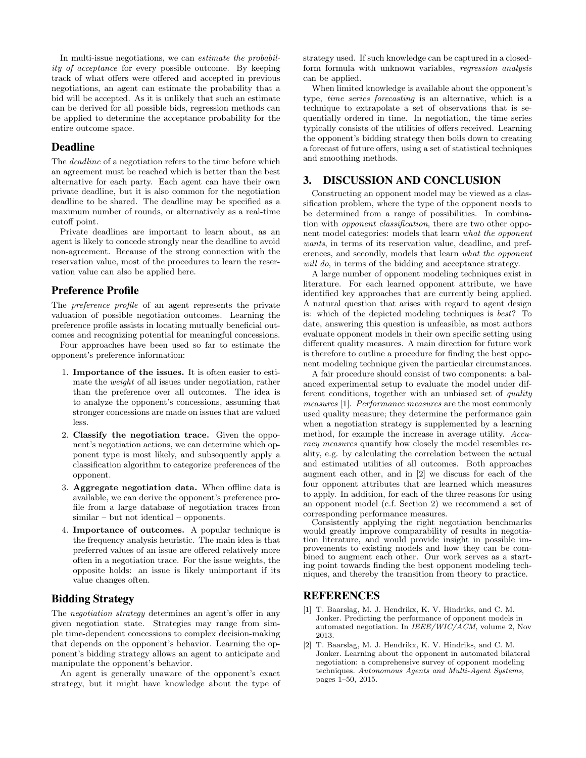In multi-issue negotiations, we can *estimate the probability of acceptance* for every possible outcome. By keeping track of what offers were offered and accepted in previous negotiations, an agent can estimate the probability that a bid will be accepted. As it is unlikely that such an estimate can be derived for all possible bids, regression methods can be applied to determine the acceptance probability for the entire outcome space.

### Deadline

The *deadline* of a negotiation refers to the time before which an agreement must be reached which is better than the best alternative for each party. Each agent can have their own private deadline, but it is also common for the negotiation deadline to be shared. The deadline may be specified as a maximum number of rounds, or alternatively as a real-time cutoff point.

Private deadlines are important to learn about, as an agent is likely to concede strongly near the deadline to avoid non-agreement. Because of the strong connection with the reservation value, most of the procedures to learn the reservation value can also be applied here.

### Preference Profile

The *preference profile* of an agent represents the private valuation of possible negotiation outcomes. Learning the preference profile assists in locating mutually beneficial outcomes and recognizing potential for meaningful concessions.

Four approaches have been used so far to estimate the opponent's preference information:

1. **Importance of the issues.** It is often easier to estimate the *weight* of all issues under negotiation, rather than the preference over all outcomes. The idea is to analyze the opponent's concessions, assuming that stronger concessions are made on issues that are valued less.
2. **Classify the negotiation trace.** Given the opponent's negotiation actions, we can determine which opponent type is most likely, and subsequently apply a classification algorithm to categorize preferences of the opponent.
3. **Aggregate negotiation data.** When offline data is available, we can derive the opponent's preference profile from a large database of negotiation traces from similar – but not identical – opponents.
4. **Importance of outcomes.** A popular technique is the frequency analysis heuristic. The main idea is that preferred values of an issue are offered relatively more often in a negotiation trace. For the issue weights, the opposite holds: an issue is likely unimportant if its value changes often.

### Bidding Strategy

The *negotiation strategy* determines an agent's offer in any given negotiation state. Strategies may range from simple time-dependent concessions to complex decision-making that depends on the opponent's behavior. Learning the opponent's bidding strategy allows an agent to anticipate and manipulate the opponent's behavior.

An agent is generally unaware of the opponent's exact strategy, but it might have knowledge about the type of strategy used. If such knowledge can be captured in a closed-form formula with unknown variables, *regression analysis* can be applied.

When limited knowledge is available about the opponent's type, *time series forecasting* is an alternative, which is a technique to extrapolate a set of observations that is sequentially ordered in time. In negotiation, the time series typically consists of the utilities of offers received. Learning the opponent's bidding strategy then boils down to creating a forecast of future offers, using a set of statistical techniques and smoothing methods.

## 3. DISCUSSION AND CONCLUSION

Constructing an opponent model may be viewed as a classification problem, where the type of the opponent needs to be determined from a range of possibilities. In combination with *opponent classification*, there are two other opponent model categories: models that learn *what the opponent wants*, in terms of its reservation value, deadline, and preferences, and secondly, models that learn *what the opponent will do*, in terms of the bidding and acceptance strategy.

A large number of opponent modeling techniques exist in literature. For each learned opponent attribute, we have identified key approaches that are currently being applied. A natural question that arises with regard to agent design is: which of the depicted modeling techniques is *best*? To date, answering this question is unfeasible, as most authors evaluate opponent models in their own specific setting using different quality measures. A main direction for future work is therefore to outline a procedure for finding the best opponent modeling technique given the particular circumstances.

A fair procedure should consist of two components: a balanced experimental setup to evaluate the model under different conditions, together with an unbiased set of *quality measures* [1]. *Performance measures* are the most commonly used quality measure; they determine the performance gain when a negotiation strategy is supplemented by a learning method, for example the increase in average utility. *Accuracy measures* quantify how closely the model resembles reality, e.g. by calculating the correlation between the actual and estimated utilities of all outcomes. Both approaches augment each other, and in [2] we discuss for each of the four opponent attributes that are learned which measures to apply. In addition, for each of the three reasons for using an opponent model (c.f. Section 2) we recommend a set of corresponding performance measures.

Consistently applying the right negotiation benchmarks would greatly improve comparability of results in negotiation literature, and would provide insight in possible improvements to existing models and how they can be combined to augment each other. Our work serves as a starting point towards finding the best opponent modeling techniques, and thereby the transition from theory to practice.

## REFERENCES

[1] T. Baarslag, M. J. Hendrikx, K. V. Hindriks, and C. M. Jonker. Predicting the performance of opponent models in automated negotiation. In *IEEE/WIC/ACM*, volume 2, Nov 2013.

[2] T. Baarslag, M. J. Hendrikx, K. V. Hindriks, and C. M. Jonker. Learning about the opponent in automated bilateral negotiation: a comprehensive survey of opponent modeling techniques. *Autonomous Agents and Multi-Agent Systems*, pages 1–50, 2015.